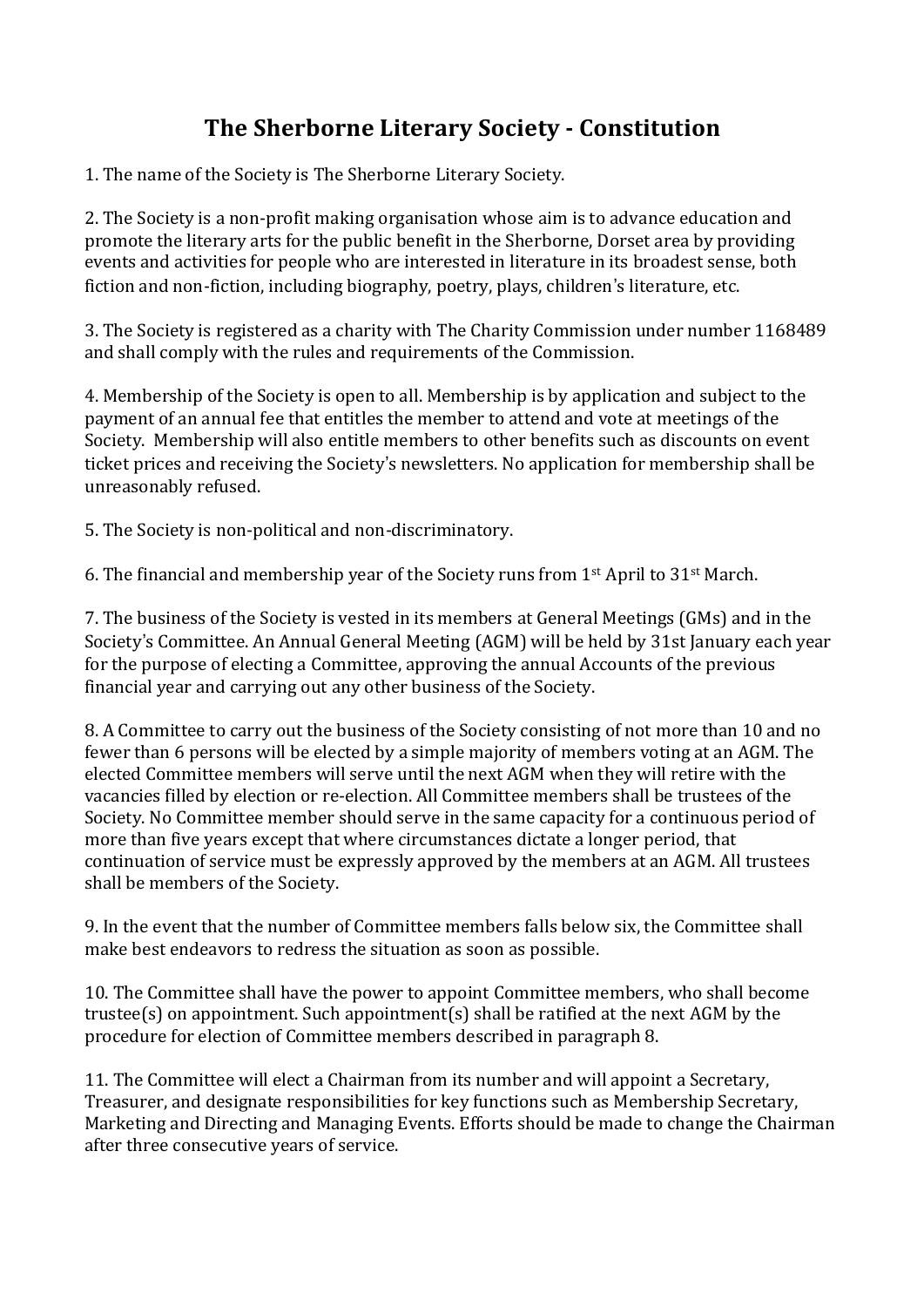# The Sherborne Literary Society - Constitution

1. The name of the Society is The Sherborne Literary Society.

2. The Society is a non-profit making organisation whose aim is to advance education and promote the literary arts for the public benefit in the Sherborne, Dorset area by providing events and activities for people who are interested in literature in its broadest sense, both fiction and non-fiction, including biography, poetry, plays, children's literature, etc.

3. The Society is registered as a charity with The Charity Commission under number 1168489 and shall comply with the rules and requirements of the Commission.

4. Membership of the Society is open to all. Membership is by application and subject to the payment of an annual fee that entitles the member to attend and vote at meetings of the Society. Membership will also entitle members to other benefits such as discounts on event ticket prices and receiving the Society's newsletters. No application for membership shall be unreasonably refused.

5. The Society is non-political and non-discriminatory.

6. The financial and membership year of the Society runs from 1st April to 31st March.

7. The business of the Society is vested in its members at General Meetings (GMs) and in the Society's Committee. An Annual General Meeting (AGM) will be held by 31st January each year for the purpose of electing a Committee, approving the annual Accounts of the previous financial year and carrying out any other business of the Society.

8. A Committee to carry out the business of the Society consisting of not more than 10 and no fewer than 6 persons will be elected by a simple majority of members voting at an AGM. The elected Committee members will serve until the next AGM when they will retire with the vacancies filled by election or re-election. All Committee members shall be trustees of the Society. No Committee member should serve in the same capacity for a continuous period of more than five years except that where circumstances dictate a longer period, that continuation of service must be expressly approved by the members at an AGM. All trustees shall be members of the Society.

9. In the event that the number of Committee members falls below six, the Committee shall make best endeavors to redress the situation as soon as possible.

10. The Committee shall have the power to appoint Committee members, who shall become trustee(s) on appointment. Such appointment(s) shall be ratified at the next AGM by the procedure for election of Committee members described in paragraph 8.

11. The Committee will elect a Chairman from its number and will appoint a Secretary, Treasurer, and designate responsibilities for key functions such as Membership Secretary, Marketing and Directing and Managing Events. Efforts should be made to change the Chairman after three consecutive years of service.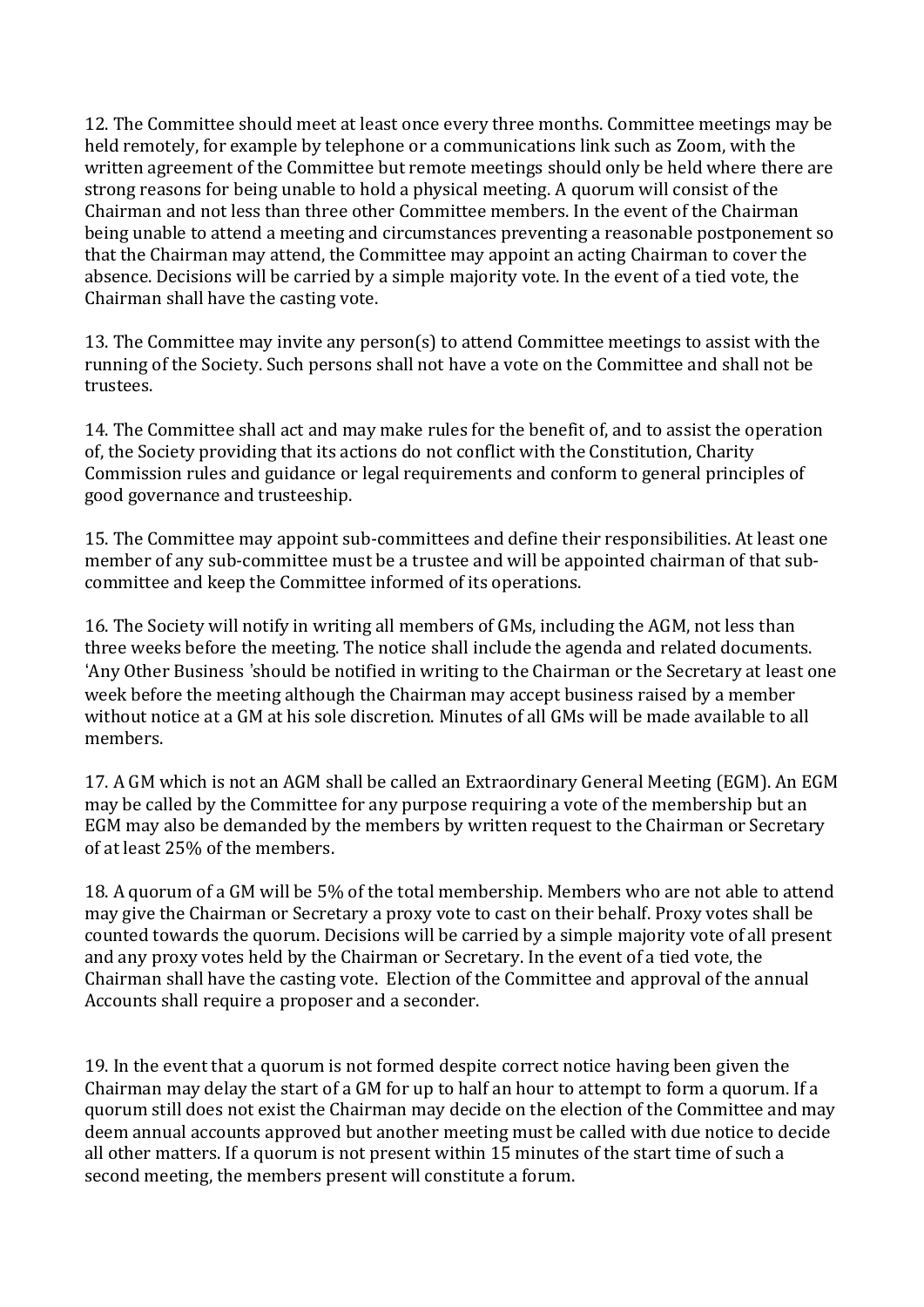12. The Committee should meet at least once every three months. Committee meetings may be held remotely, for example by telephone or a communications link such as Zoom, with the written agreement of the Committee but remote meetings should only be held where there are strong reasons for being unable to hold a physical meeting. A quorum will consist of the Chairman and not less than three other Committee members. In the event of the Chairman being unable to attend a meeting and circumstances preventing a reasonable postponement so that the Chairman may attend, the Committee may appoint an acting Chairman to cover the absence. Decisions will be carried by a simple majority vote. In the event of a tied vote, the Chairman shall have the casting vote.

13. The Committee may invite any person(s) to attend Committee meetings to assist with the running of the Society. Such persons shall not have a vote on the Committee and shall not be trustees.

14. The Committee shall act and may make rules for the benefit of, and to assist the operation of, the Society providing that its actions do not conflict with the Constitution, Charity Commission rules and guidance or legal requirements and conform to general principles of good governance and trusteeship.

15. The Committee may appoint sub-committees and define their responsibilities. At least one member of any sub-committee must be a trustee and will be appointed chairman of that sub-committee and keep the Committee informed of its operations.

16. The Society will notify in writing all members of GMs, including the AGM, not less than three weeks before the meeting. The notice shall include the agenda and related documents. 'Any Other Business 'should be notified in writing to the Chairman or the Secretary at least one week before the meeting although the Chairman may accept business raised by a member without notice at a GM at his sole discretion. Minutes of all GMs will be made available to all members.

17. A GM which is not an AGM shall be called an Extraordinary General Meeting (EGM). An EGM may be called by the Committee for any purpose requiring a vote of the membership but an EGM may also be demanded by the members by written request to the Chairman or Secretary of at least 25% of the members.

18. A quorum of a GM will be 5% of the total membership. Members who are not able to attend may give the Chairman or Secretary a proxy vote to cast on their behalf. Proxy votes shall be counted towards the quorum. Decisions will be carried by a simple majority vote of all present and any proxy votes held by the Chairman or Secretary. In the event of a tied vote, the Chairman shall have the casting vote. Election of the Committee and approval of the annual Accounts shall require a proposer and a seconder.

19. In the event that a quorum is not formed despite correct notice having been given the Chairman may delay the start of a GM for up to half an hour to attempt to form a quorum. If a quorum still does not exist the Chairman may decide on the election of the Committee and may deem annual accounts approved but another meeting must be called with due notice to decide all other matters. If a quorum is not present within 15 minutes of the start time of such a second meeting, the members present will constitute a forum.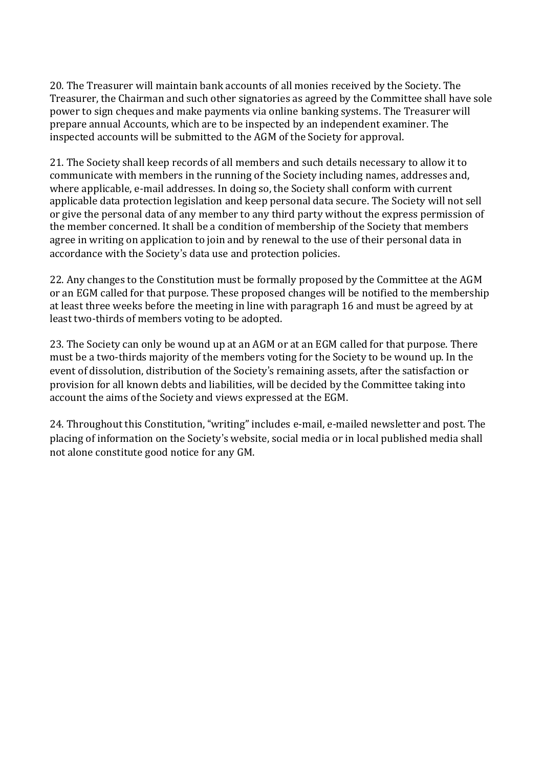20. The Treasurer will maintain bank accounts of all monies received by the Society. The Treasurer, the Chairman and such other signatories as agreed by the Committee shall have sole power to sign cheques and make payments via online banking systems. The Treasurer will prepare annual Accounts, which are to be inspected by an independent examiner. The inspected accounts will be submitted to the AGM of the Society for approval.

21. The Society shall keep records of all members and such details necessary to allow it to communicate with members in the running of the Society including names, addresses and, where applicable, e-mail addresses. In doing so, the Society shall conform with current applicable data protection legislation and keep personal data secure. The Society will not sell or give the personal data of any member to any third party without the express permission of the member concerned. It shall be a condition of membership of the Society that members agree in writing on application to join and by renewal to the use of their personal data in accordance with the Society's data use and protection policies.

22. Any changes to the Constitution must be formally proposed by the Committee at the AGM or an EGM called for that purpose. These proposed changes will be notified to the membership at least three weeks before the meeting in line with paragraph 16 and must be agreed by at least two-thirds of members voting to be adopted.

23. The Society can only be wound up at an AGM or at an EGM called for that purpose. There must be a two-thirds majority of the members voting for the Society to be wound up. In the event of dissolution, distribution of the Society's remaining assets, after the satisfaction or provision for all known debts and liabilities, will be decided by the Committee taking into account the aims of the Society and views expressed at the EGM.

24. Throughout this Constitution, "writing" includes e-mail, e-mailed newsletter and post. The placing of information on the Society's website, social media or in local published media shall not alone constitute good notice for any GM.